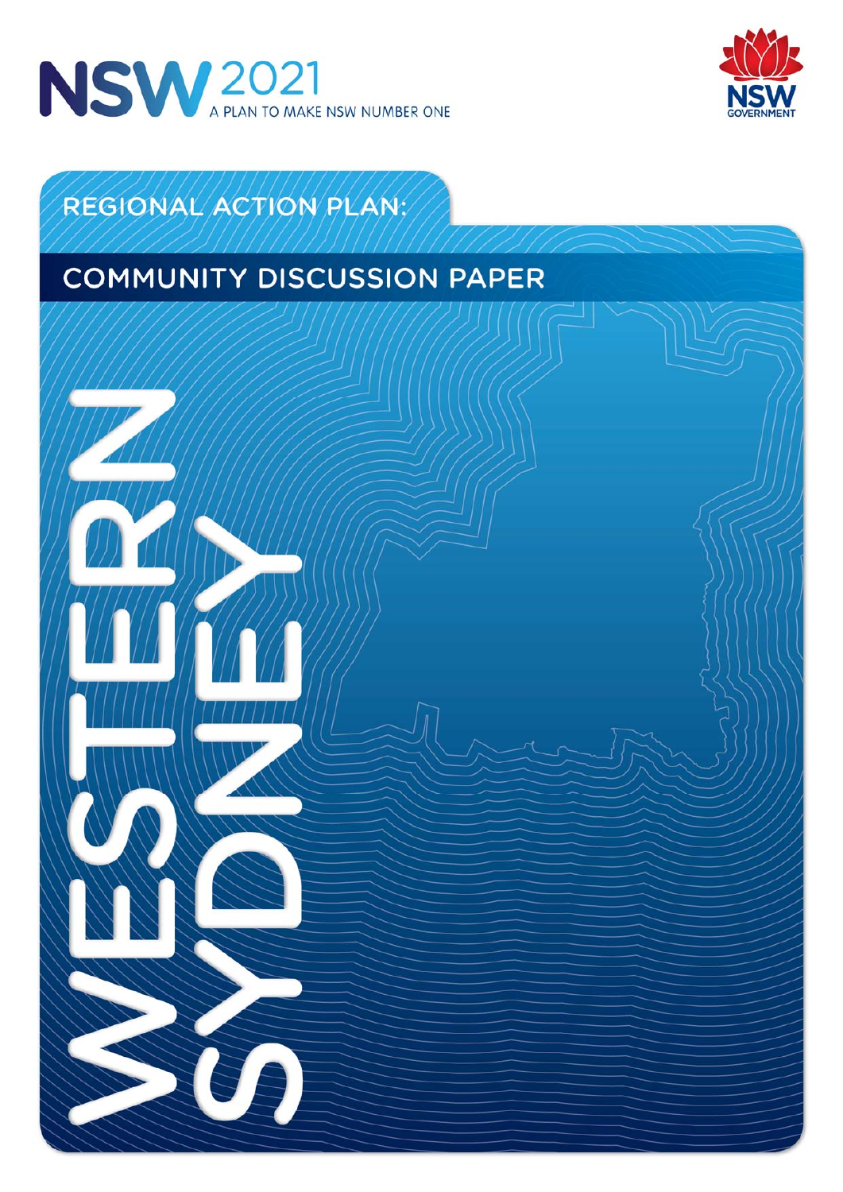NSW 2021 A PLAN TO MAKE NSW NUMBER ONE

NSW GOVERNMENT

REGIONAL ACTION PLAN:

# COMMUNITY DISCUSSION PAPER

# WESTERN SYDNEY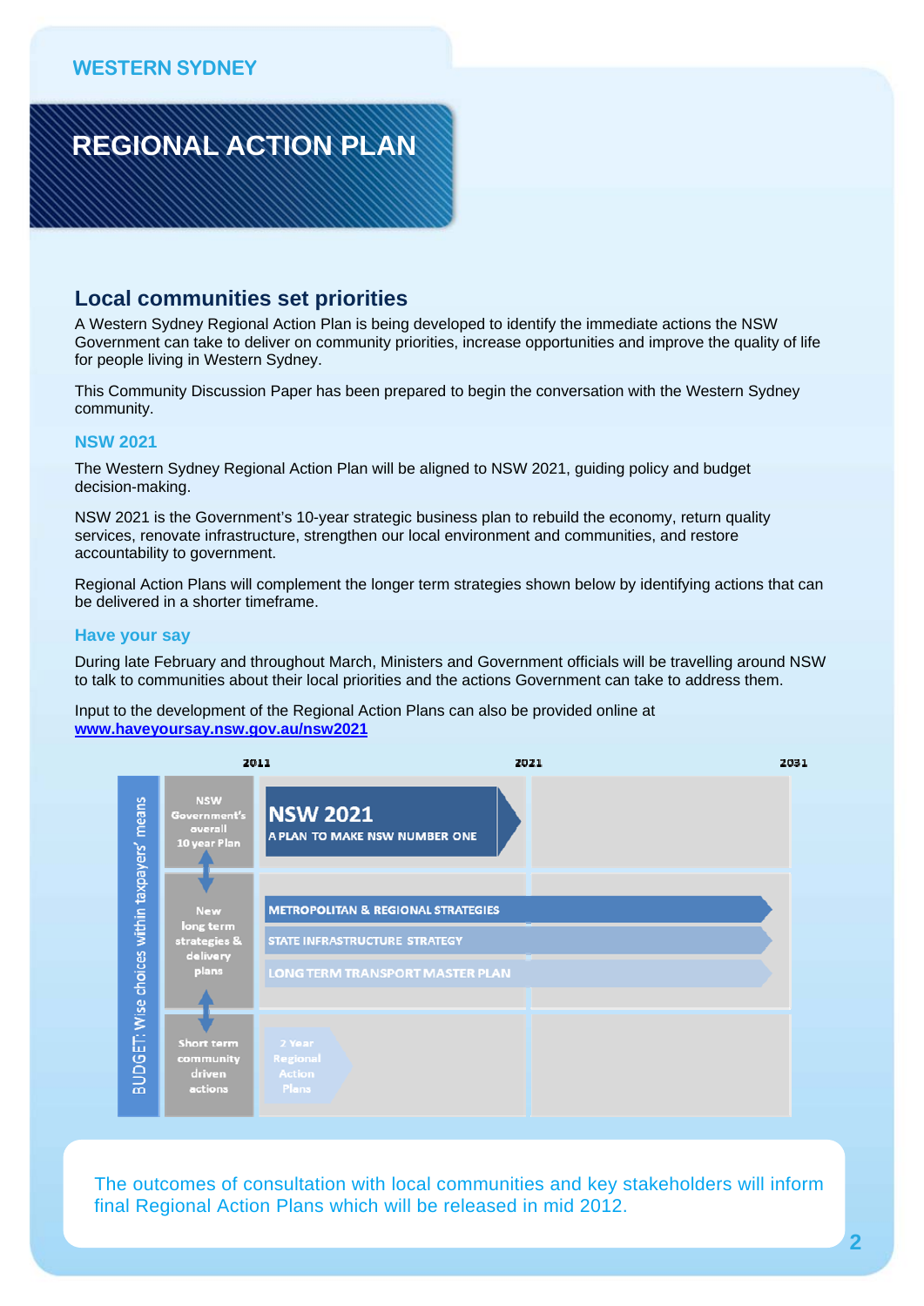WESTERN SYDNEY

# REGIONAL ACTION PLAN

## Local communities set priorities

A Western Sydney Regional Action Plan is being developed to identify the immediate actions the NSW Government can take to deliver on community priorities, increase opportunities and improve the quality of life for people living in Western Sydney.

This Community Discussion Paper has been prepared to begin the conversation with the Western Sydney community.

### NSW 2021

The Western Sydney Regional Action Plan will be aligned to NSW 2021, guiding policy and budget decision-making.

NSW 2021 is the Government's 10-year strategic business plan to rebuild the economy, return quality services, renovate infrastructure, strengthen our local environment and communities, and restore accountability to government.

Regional Action Plans will complement the longer term strategies shown below by identifying actions that can be delivered in a shorter timeframe.

### Have your say

During late February and throughout March, Ministers and Government officials will be travelling around NSW to talk to communities about their local priorities and the actions Government can take to address them.

Input to the development of the Regional Action Plans can also be provided online at **www.haveyoursay.nsw.gov.au/nsw2021**

BUDGET: Wise choices within taxpayers' means

| | 2011 | 2021 | 2031 |
|---|---|---|---|
| NSW Government's overall 10 year Plan | **NSW 2021** A PLAN TO MAKE NSW NUMBER ONE | | |
| New long term strategies & delivery plans | METROPOLITAN & REGIONAL STRATEGIES; STATE INFRASTRUCTURE STRATEGY; LONG TERM TRANSPORT MASTER PLAN | | |
| Short term community driven actions | 2 Year Regional Action Plans | | |

The outcomes of consultation with local communities and key stakeholders will inform final Regional Action Plans which will be released in mid 2012.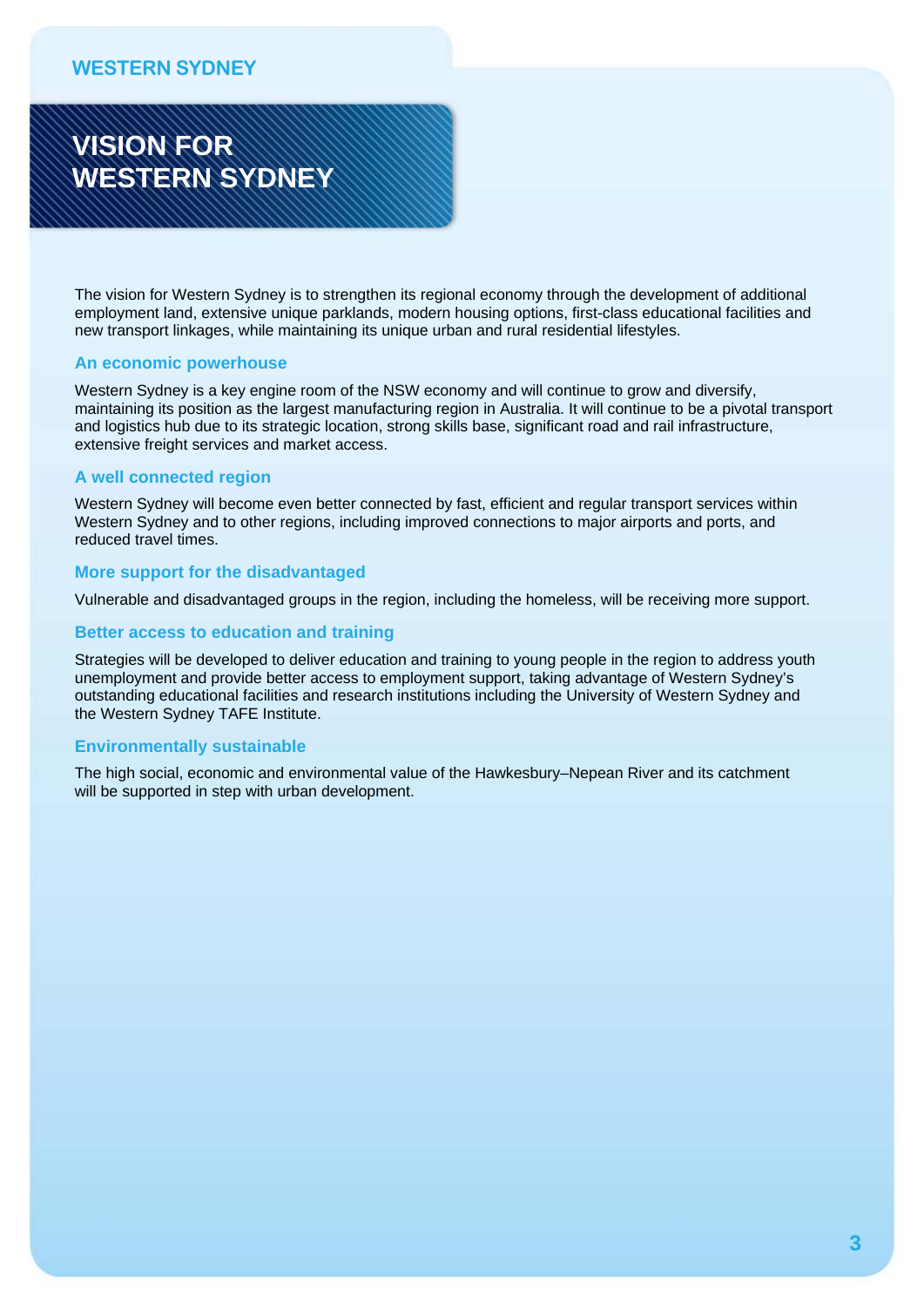# VISION FOR WESTERN SYDNEY

The vision for Western Sydney is to strengthen its regional economy through the development of additional employment land, extensive unique parklands, modern housing options, first-class educational facilities and new transport linkages, while maintaining its unique urban and rural residential lifestyles.

### An economic powerhouse

Western Sydney is a key engine room of the NSW economy and will continue to grow and diversify, maintaining its position as the largest manufacturing region in Australia. It will continue to be a pivotal transport and logistics hub due to its strategic location, strong skills base, significant road and rail infrastructure, extensive freight services and market access.

### A well connected region

Western Sydney will become even better connected by fast, efficient and regular transport services within Western Sydney and to other regions, including improved connections to major airports and ports, and reduced travel times.

### More support for the disadvantaged

Vulnerable and disadvantaged groups in the region, including the homeless, will be receiving more support.

### Better access to education and training

Strategies will be developed to deliver education and training to young people in the region to address youth unemployment and provide better access to employment support, taking advantage of Western Sydney's outstanding educational facilities and research institutions including the University of Western Sydney and the Western Sydney TAFE Institute.

### Environmentally sustainable

The high social, economic and environmental value of the Hawkesbury–Nepean River and its catchment will be supported in step with urban development.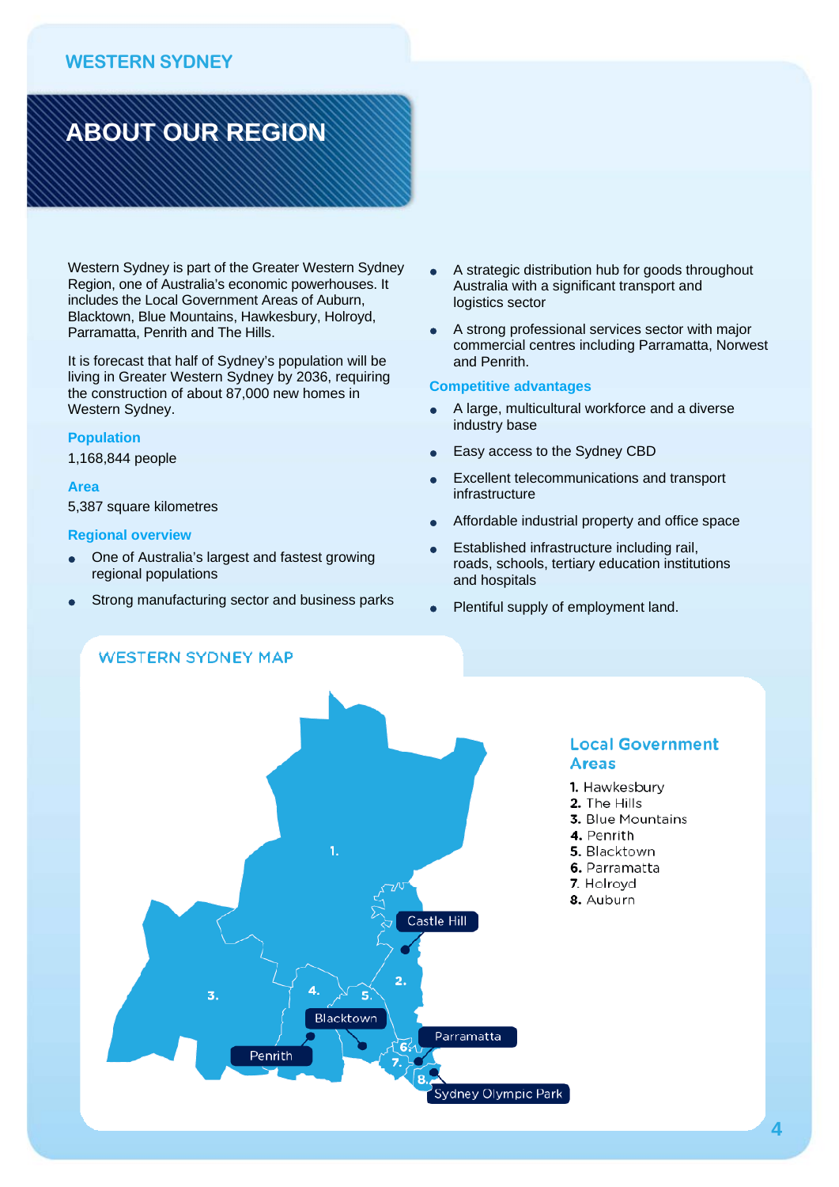WESTERN SYDNEY

# ABOUT OUR REGION

Western Sydney is part of the Greater Western Sydney Region, one of Australia's economic powerhouses. It includes the Local Government Areas of Auburn, Blacktown, Blue Mountains, Hawkesbury, Holroyd, Parramatta, Penrith and The Hills.

It is forecast that half of Sydney's population will be living in Greater Western Sydney by 2036, requiring the construction of about 87,000 new homes in Western Sydney.

### Population

1,168,844 people

### Area

5,387 square kilometres

### Regional overview

- One of Australia's largest and fastest growing regional populations
- Strong manufacturing sector and business parks
- A strategic distribution hub for goods throughout Australia with a significant transport and logistics sector
- A strong professional services sector with major commercial centres including Parramatta, Norwest and Penrith.

### Competitive advantages

- A large, multicultural workforce and a diverse industry base
- Easy access to the Sydney CBD
- Excellent telecommunications and transport infrastructure
- Affordable industrial property and office space
- Established infrastructure including rail, roads, schools, tertiary education institutions and hospitals
- Plentiful supply of employment land.

## WESTERN SYDNEY MAP

Castle Hill

Blacktown

Penrith

Parramatta

Sydney Olympic Park

### Local Government Areas

1. Hawkesbury
2. The Hills
3. Blue Mountains
4. Penrith
5. Blacktown
6. Parramatta
7. Holroyd
8. Auburn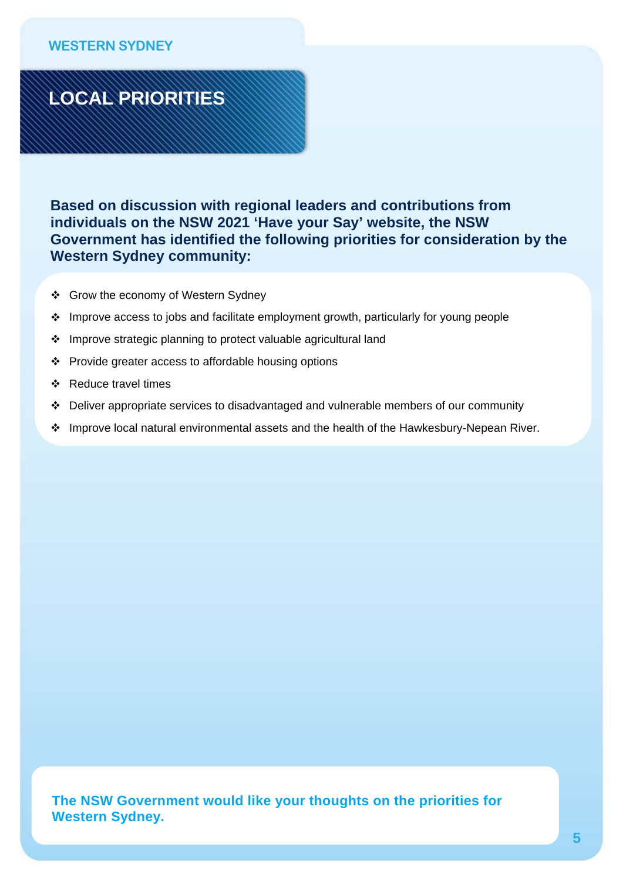WESTERN SYDNEY

# LOCAL PRIORITIES

**Based on discussion with regional leaders and contributions from individuals on the NSW 2021 'Have your Say' website, the NSW Government has identified the following priorities for consideration by the Western Sydney community:**

- Grow the economy of Western Sydney
- Improve access to jobs and facilitate employment growth, particularly for young people
- Improve strategic planning to protect valuable agricultural land
- Provide greater access to affordable housing options
- Reduce travel times
- Deliver appropriate services to disadvantaged and vulnerable members of our community
- Improve local natural environmental assets and the health of the Hawkesbury-Nepean River.

**The NSW Government would like your thoughts on the priorities for Western Sydney.**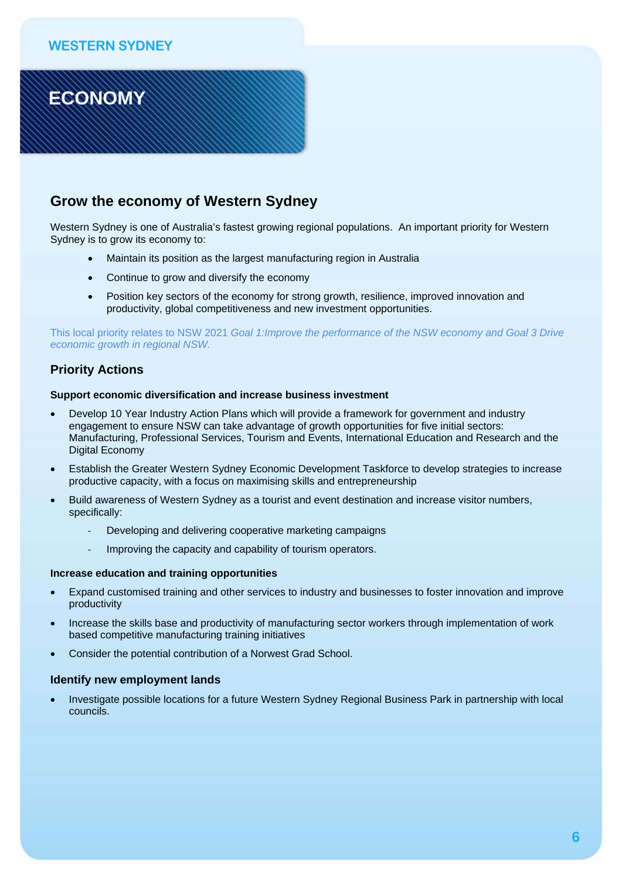WESTERN SYDNEY

# ECONOMY

## Grow the economy of Western Sydney

Western Sydney is one of Australia's fastest growing regional populations. An important priority for Western Sydney is to grow its economy to:

- Maintain its position as the largest manufacturing region in Australia
- Continue to grow and diversify the economy
- Position key sectors of the economy for strong growth, resilience, improved innovation and productivity, global competitiveness and new investment opportunities.

This local priority relates to NSW 2021 *Goal 1:Improve the performance of the NSW economy and Goal 3 Drive economic growth in regional NSW.*

### Priority Actions

**Support economic diversification and increase business investment**

- Develop 10 Year Industry Action Plans which will provide a framework for government and industry engagement to ensure NSW can take advantage of growth opportunities for five initial sectors: Manufacturing, Professional Services, Tourism and Events, International Education and Research and the Digital Economy
- Establish the Greater Western Sydney Economic Development Taskforce to develop strategies to increase productive capacity, with a focus on maximising skills and entrepreneurship
- Build awareness of Western Sydney as a tourist and event destination and increase visitor numbers, specifically:
  - Developing and delivering cooperative marketing campaigns
  - Improving the capacity and capability of tourism operators.

**Increase education and training opportunities**

- Expand customised training and other services to industry and businesses to foster innovation and improve productivity
- Increase the skills base and productivity of manufacturing sector workers through implementation of work based competitive manufacturing training initiatives
- Consider the potential contribution of a Norwest Grad School.

### Identify new employment lands

- Investigate possible locations for a future Western Sydney Regional Business Park in partnership with local councils.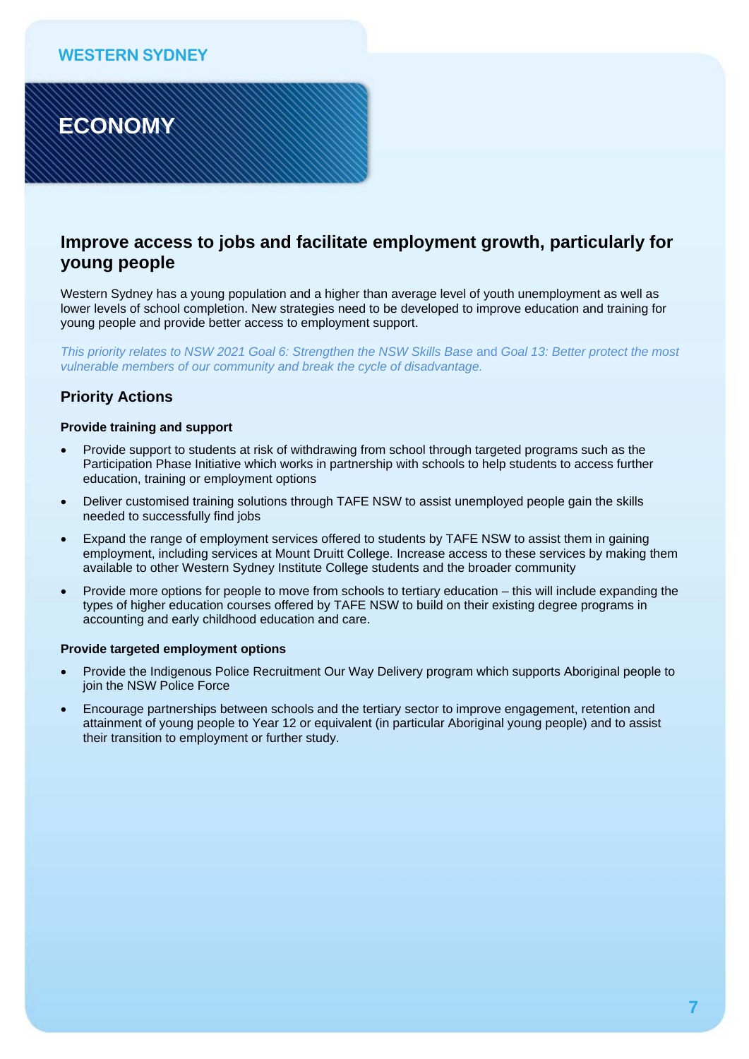WESTERN SYDNEY

# ECONOMY

## Improve access to jobs and facilitate employment growth, particularly for young people

Western Sydney has a young population and a higher than average level of youth unemployment as well as lower levels of school completion. New strategies need to be developed to improve education and training for young people and provide better access to employment support.

*This priority relates to NSW 2021 Goal 6: Strengthen the NSW Skills Base* and *Goal 13: Better protect the most vulnerable members of our community and break the cycle of disadvantage.*

### Priority Actions

**Provide training and support**

- Provide support to students at risk of withdrawing from school through targeted programs such as the Participation Phase Initiative which works in partnership with schools to help students to access further education, training or employment options
- Deliver customised training solutions through TAFE NSW to assist unemployed people gain the skills needed to successfully find jobs
- Expand the range of employment services offered to students by TAFE NSW to assist them in gaining employment, including services at Mount Druitt College. Increase access to these services by making them available to other Western Sydney Institute College students and the broader community
- Provide more options for people to move from schools to tertiary education – this will include expanding the types of higher education courses offered by TAFE NSW to build on their existing degree programs in accounting and early childhood education and care.

**Provide targeted employment options**

- Provide the Indigenous Police Recruitment Our Way Delivery program which supports Aboriginal people to join the NSW Police Force
- Encourage partnerships between schools and the tertiary sector to improve engagement, retention and attainment of young people to Year 12 or equivalent (in particular Aboriginal young people) and to assist their transition to employment or further study.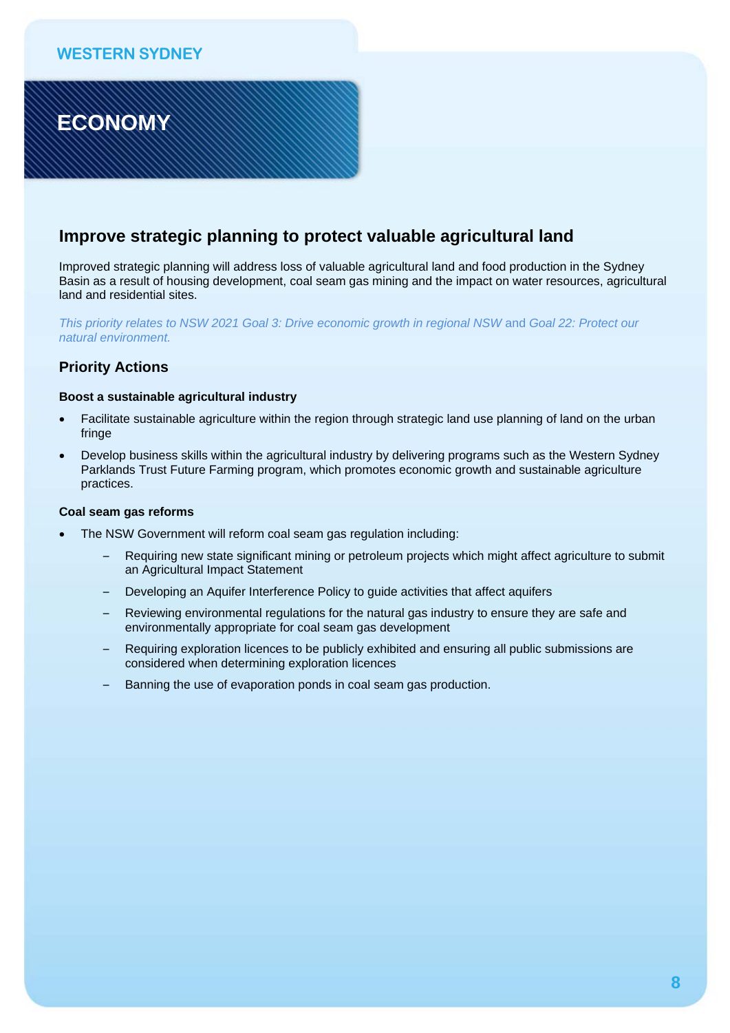WESTERN SYDNEY

# ECONOMY

## Improve strategic planning to protect valuable agricultural land

Improved strategic planning will address loss of valuable agricultural land and food production in the Sydney Basin as a result of housing development, coal seam gas mining and the impact on water resources, agricultural land and residential sites.

*This priority relates to NSW 2021 Goal 3: Drive economic growth in regional NSW* and *Goal 22: Protect our natural environment.*

### Priority Actions

**Boost a sustainable agricultural industry**

- Facilitate sustainable agriculture within the region through strategic land use planning of land on the urban fringe
- Develop business skills within the agricultural industry by delivering programs such as the Western Sydney Parklands Trust Future Farming program, which promotes economic growth and sustainable agriculture practices.

**Coal seam gas reforms**

- The NSW Government will reform coal seam gas regulation including:
  - Requiring new state significant mining or petroleum projects which might affect agriculture to submit an Agricultural Impact Statement
  - Developing an Aquifer Interference Policy to guide activities that affect aquifers
  - Reviewing environmental regulations for the natural gas industry to ensure they are safe and environmentally appropriate for coal seam gas development
  - Requiring exploration licences to be publicly exhibited and ensuring all public submissions are considered when determining exploration licences
  - Banning the use of evaporation ponds in coal seam gas production.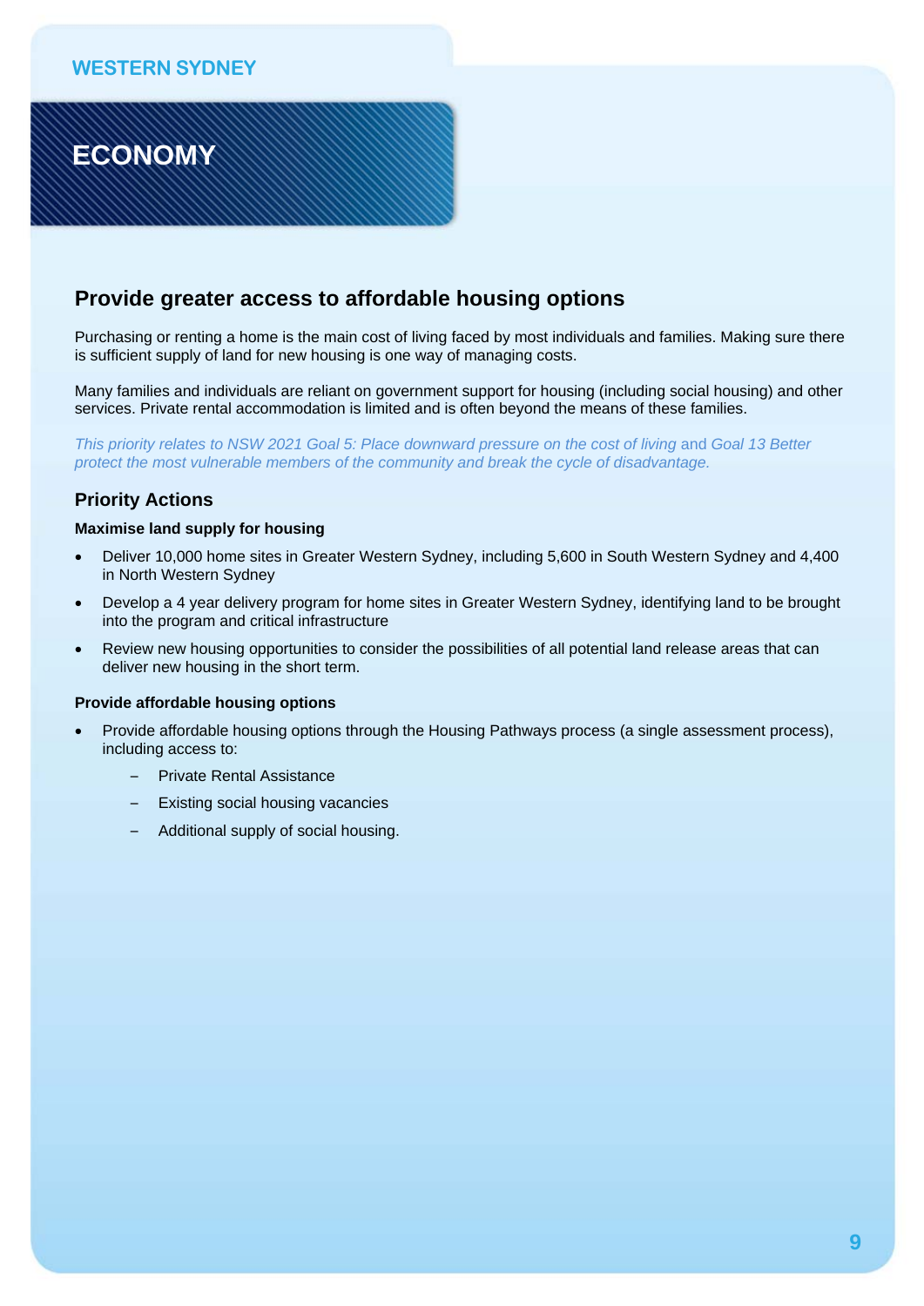WESTERN SYDNEY

# ECONOMY

## Provide greater access to affordable housing options

Purchasing or renting a home is the main cost of living faced by most individuals and families. Making sure there is sufficient supply of land for new housing is one way of managing costs.

Many families and individuals are reliant on government support for housing (including social housing) and other services. Private rental accommodation is limited and is often beyond the means of these families.

*This priority relates to NSW 2021 Goal 5: Place downward pressure on the cost of living* and *Goal 13 Better protect the most vulnerable members of the community and break the cycle of disadvantage.*

### Priority Actions

**Maximise land supply for housing**

- Deliver 10,000 home sites in Greater Western Sydney, including 5,600 in South Western Sydney and 4,400 in North Western Sydney
- Develop a 4 year delivery program for home sites in Greater Western Sydney, identifying land to be brought into the program and critical infrastructure
- Review new housing opportunities to consider the possibilities of all potential land release areas that can deliver new housing in the short term.

**Provide affordable housing options**

- Provide affordable housing options through the Housing Pathways process (a single assessment process), including access to:
  - Private Rental Assistance
  - Existing social housing vacancies
  - Additional supply of social housing.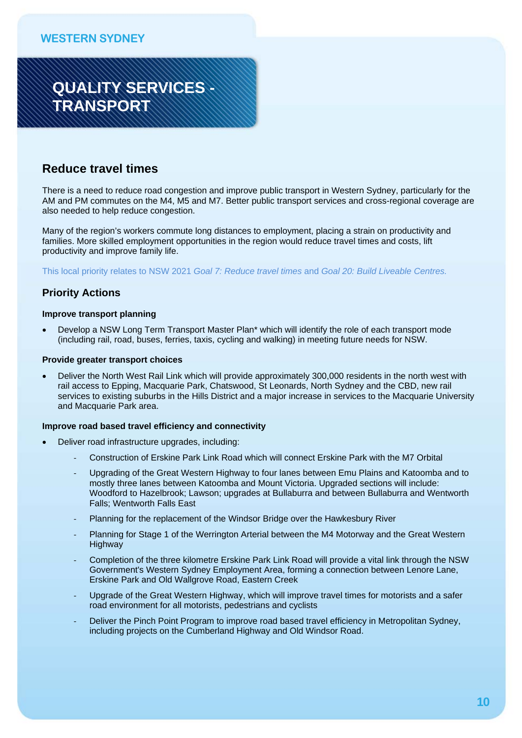WESTERN SYDNEY

# QUALITY SERVICES - TRANSPORT

## Reduce travel times

There is a need to reduce road congestion and improve public transport in Western Sydney, particularly for the AM and PM commutes on the M4, M5 and M7. Better public transport services and cross-regional coverage are also needed to help reduce congestion.

Many of the region's workers commute long distances to employment, placing a strain on productivity and families. More skilled employment opportunities in the region would reduce travel times and costs, lift productivity and improve family life.

This local priority relates to NSW 2021 *Goal 7: Reduce travel times* and *Goal 20: Build Liveable Centres.*

### Priority Actions

#### Improve transport planning

- Develop a NSW Long Term Transport Master Plan* which will identify the role of each transport mode (including rail, road, buses, ferries, taxis, cycling and walking) in meeting future needs for NSW.

#### Provide greater transport choices

- Deliver the North West Rail Link which will provide approximately 300,000 residents in the north west with rail access to Epping, Macquarie Park, Chatswood, St Leonards, North Sydney and the CBD, new rail services to existing suburbs in the Hills District and a major increase in services to the Macquarie University and Macquarie Park area.

#### Improve road based travel efficiency and connectivity

- Deliver road infrastructure upgrades, including:
  - Construction of Erskine Park Link Road which will connect Erskine Park with the M7 Orbital
  - Upgrading of the Great Western Highway to four lanes between Emu Plains and Katoomba and to mostly three lanes between Katoomba and Mount Victoria. Upgraded sections will include: Woodford to Hazelbrook; Lawson; upgrades at Bullaburra and between Bullaburra and Wentworth Falls; Wentworth Falls East
  - Planning for the replacement of the Windsor Bridge over the Hawkesbury River
  - Planning for Stage 1 of the Werrington Arterial between the M4 Motorway and the Great Western Highway
  - Completion of the three kilometre Erskine Park Link Road will provide a vital link through the NSW Government's Western Sydney Employment Area, forming a connection between Lenore Lane, Erskine Park and Old Wallgrove Road, Eastern Creek
  - Upgrade of the Great Western Highway, which will improve travel times for motorists and a safer road environment for all motorists, pedestrians and cyclists
  - Deliver the Pinch Point Program to improve road based travel efficiency in Metropolitan Sydney, including projects on the Cumberland Highway and Old Windsor Road.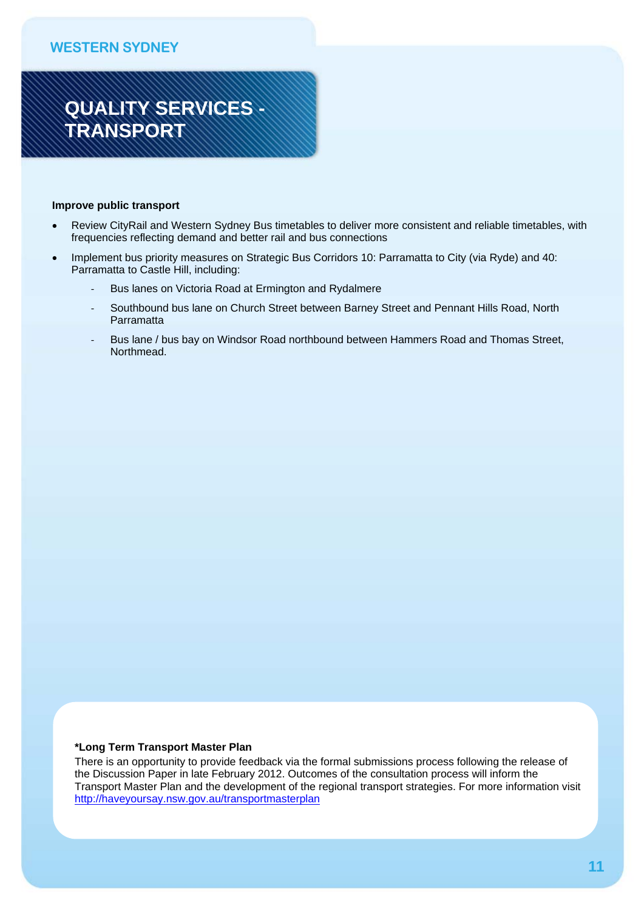WESTERN SYDNEY

# QUALITY SERVICES - TRANSPORT

**Improve public transport**

- Review CityRail and Western Sydney Bus timetables to deliver more consistent and reliable timetables, with frequencies reflecting demand and better rail and bus connections
- Implement bus priority measures on Strategic Bus Corridors 10: Parramatta to City (via Ryde) and 40: Parramatta to Castle Hill, including:
  - Bus lanes on Victoria Road at Ermington and Rydalmere
  - Southbound bus lane on Church Street between Barney Street and Pennant Hills Road, North Parramatta
  - Bus lane / bus bay on Windsor Road northbound between Hammers Road and Thomas Street, Northmead.

**\*Long Term Transport Master Plan**

There is an opportunity to provide feedback via the formal submissions process following the release of the Discussion Paper in late February 2012. Outcomes of the consultation process will inform the Transport Master Plan and the development of the regional transport strategies. For more information visit http://haveyoursay.nsw.gov.au/transportmasterplan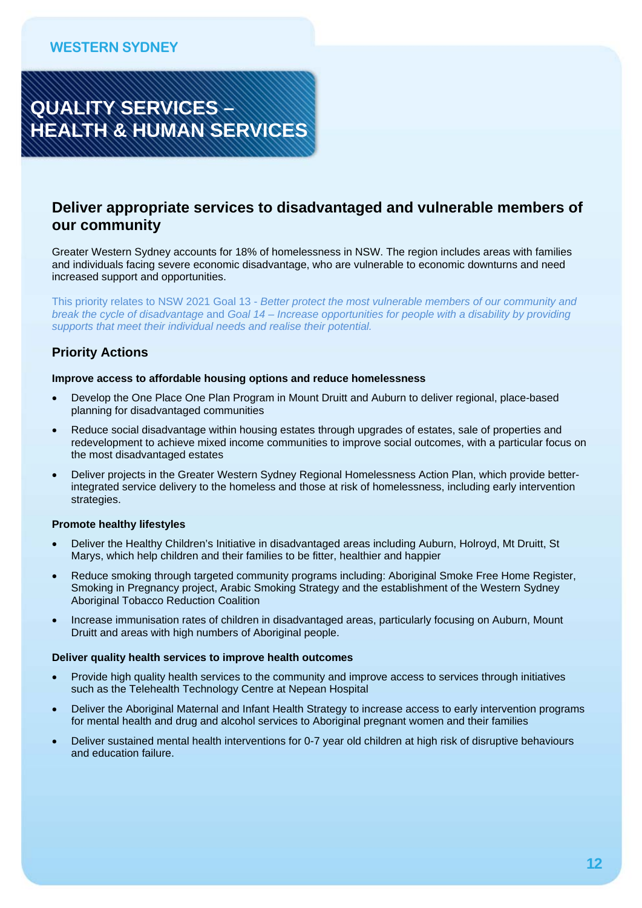WESTERN SYDNEY

# QUALITY SERVICES – HEALTH & HUMAN SERVICES

## Deliver appropriate services to disadvantaged and vulnerable members of our community

Greater Western Sydney accounts for 18% of homelessness in NSW. The region includes areas with families and individuals facing severe economic disadvantage, who are vulnerable to economic downturns and need increased support and opportunities.

This priority relates to NSW 2021 Goal 13 - *Better protect the most vulnerable members of our community and break the cycle of disadvantage* and *Goal 14 – Increase opportunities for people with a disability by providing supports that meet their individual needs and realise their potential.*

### Priority Actions

**Improve access to affordable housing options and reduce homelessness**

- Develop the One Place One Plan Program in Mount Druitt and Auburn to deliver regional, place-based planning for disadvantaged communities
- Reduce social disadvantage within housing estates through upgrades of estates, sale of properties and redevelopment to achieve mixed income communities to improve social outcomes, with a particular focus on the most disadvantaged estates
- Deliver projects in the Greater Western Sydney Regional Homelessness Action Plan, which provide better-integrated service delivery to the homeless and those at risk of homelessness, including early intervention strategies.

**Promote healthy lifestyles**

- Deliver the Healthy Children's Initiative in disadvantaged areas including Auburn, Holroyd, Mt Druitt, St Marys, which help children and their families to be fitter, healthier and happier
- Reduce smoking through targeted community programs including: Aboriginal Smoke Free Home Register, Smoking in Pregnancy project, Arabic Smoking Strategy and the establishment of the Western Sydney Aboriginal Tobacco Reduction Coalition
- Increase immunisation rates of children in disadvantaged areas, particularly focusing on Auburn, Mount Druitt and areas with high numbers of Aboriginal people.

**Deliver quality health services to improve health outcomes**

- Provide high quality health services to the community and improve access to services through initiatives such as the Telehealth Technology Centre at Nepean Hospital
- Deliver the Aboriginal Maternal and Infant Health Strategy to increase access to early intervention programs for mental health and drug and alcohol services to Aboriginal pregnant women and their families
- Deliver sustained mental health interventions for 0-7 year old children at high risk of disruptive behaviours and education failure.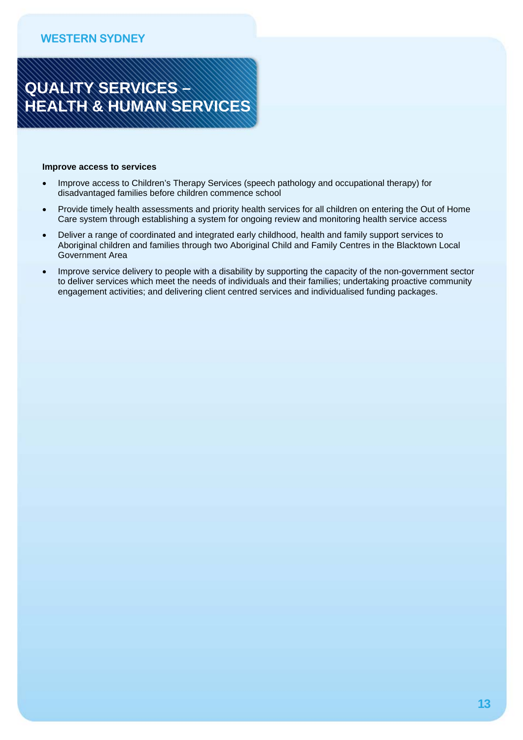WESTERN SYDNEY

# QUALITY SERVICES – HEALTH & HUMAN SERVICES

**Improve access to services**

- Improve access to Children's Therapy Services (speech pathology and occupational therapy) for disadvantaged families before children commence school
- Provide timely health assessments and priority health services for all children on entering the Out of Home Care system through establishing a system for ongoing review and monitoring health service access
- Deliver a range of coordinated and integrated early childhood, health and family support services to Aboriginal children and families through two Aboriginal Child and Family Centres in the Blacktown Local Government Area
- Improve service delivery to people with a disability by supporting the capacity of the non-government sector to deliver services which meet the needs of individuals and their families; undertaking proactive community engagement activities; and delivering client centred services and individualised funding packages.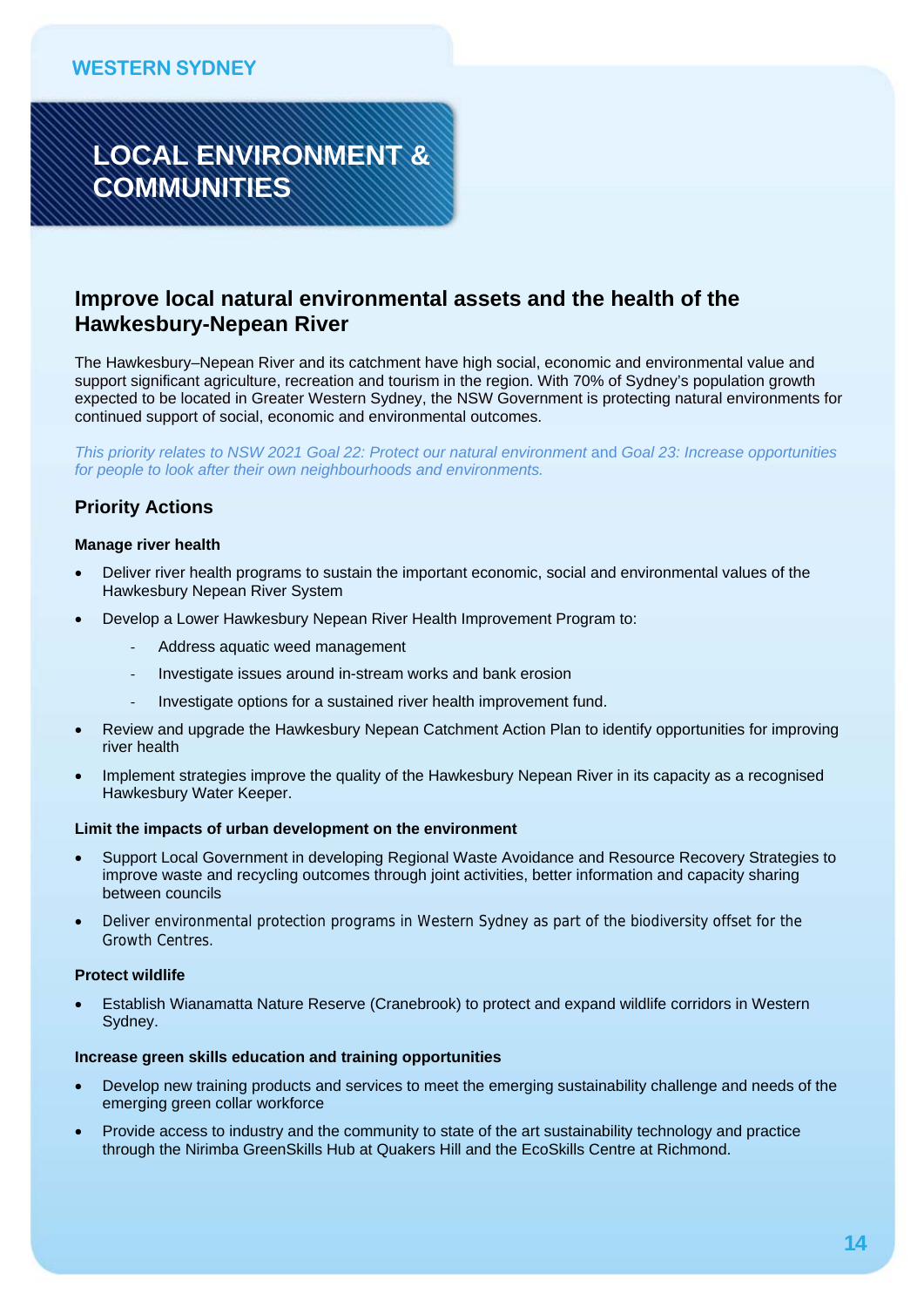WESTERN SYDNEY

# LOCAL ENVIRONMENT & COMMUNITIES

## Improve local natural environmental assets and the health of the Hawkesbury-Nepean River

The Hawkesbury–Nepean River and its catchment have high social, economic and environmental value and support significant agriculture, recreation and tourism in the region. With 70% of Sydney's population growth expected to be located in Greater Western Sydney, the NSW Government is protecting natural environments for continued support of social, economic and environmental outcomes.

*This priority relates to NSW 2021 Goal 22: Protect our natural environment* and *Goal 23: Increase opportunities for people to look after their own neighbourhoods and environments.*

### Priority Actions

**Manage river health**

- Deliver river health programs to sustain the important economic, social and environmental values of the Hawkesbury Nepean River System
- Develop a Lower Hawkesbury Nepean River Health Improvement Program to:
  - Address aquatic weed management
  - Investigate issues around in-stream works and bank erosion
  - Investigate options for a sustained river health improvement fund.
- Review and upgrade the Hawkesbury Nepean Catchment Action Plan to identify opportunities for improving river health
- Implement strategies improve the quality of the Hawkesbury Nepean River in its capacity as a recognised Hawkesbury Water Keeper.

**Limit the impacts of urban development on the environment**

- Support Local Government in developing Regional Waste Avoidance and Resource Recovery Strategies to improve waste and recycling outcomes through joint activities, better information and capacity sharing between councils
- Deliver environmental protection programs in Western Sydney as part of the biodiversity offset for the Growth Centres.

**Protect wildlife**

- Establish Wianamatta Nature Reserve (Cranebrook) to protect and expand wildlife corridors in Western Sydney.

**Increase green skills education and training opportunities**

- Develop new training products and services to meet the emerging sustainability challenge and needs of the emerging green collar workforce
- Provide access to industry and the community to state of the art sustainability technology and practice through the Nirimba GreenSkills Hub at Quakers Hill and the EcoSkills Centre at Richmond.